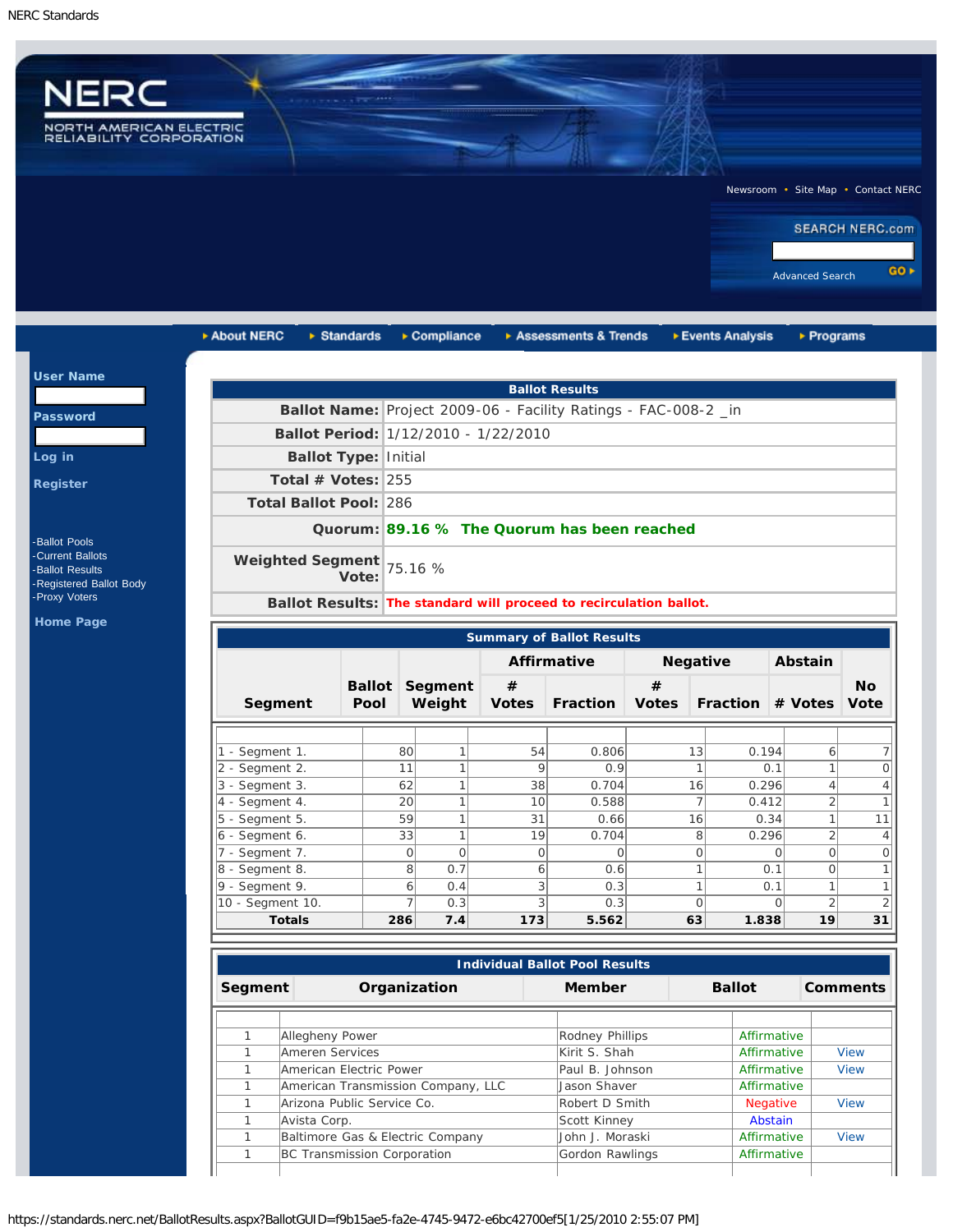NERC Standards

NERC
NORTH AMERICAN ELECTRIC RELIABILITY CORPORATION

Newsroom • Site Map • Contact NERC

SEARCH NERC.com

Advanced Search GO

About NERC | Standards | Compliance | Assessments & Trends | Events Analysis | Programs

**User Name**

**Password**

**Log in**

**Register**

- Ballot Pools
- Current Ballots
- Ballot Results
- Registered Ballot Body
- Proxy Voters

**Home Page**

| Ballot Results | |
|---|---|
| **Ballot Name:** | Project 2009-06 - Facility Ratings - FAC-008-2 _in |
| **Ballot Period:** | 1/12/2010 - 1/22/2010 |
| **Ballot Type:** | Initial |
| **Total # Votes:** | 255 |
| **Total Ballot Pool:** | 286 |
| **Quorum:** | **89.16 % The Quorum has been reached** |
| **Weighted Segment Vote:** | 75.16 % |
| **Ballot Results:** | **The standard will proceed to recirculation ballot.** |

**Summary of Ballot Results**

| Segment | Ballot Pool | Segment Weight | Affirmative # Votes | Affirmative Fraction | Negative # Votes | Negative Fraction | Abstain # Votes | No Vote |
|---|---|---|---|---|---|---|---|---|
| 1 - Segment 1. | 80 | 1 | 54 | 0.806 | 13 | 0.194 | 6 | 7 |
| 2 - Segment 2. | 11 | 1 | 9 | 0.9 | 1 | 0.1 | 1 | 0 |
| 3 - Segment 3. | 62 | 1 | 38 | 0.704 | 16 | 0.296 | 4 | 4 |
| 4 - Segment 4. | 20 | 1 | 10 | 0.588 | 7 | 0.412 | 2 | 1 |
| 5 - Segment 5. | 59 | 1 | 31 | 0.66 | 16 | 0.34 | 1 | 11 |
| 6 - Segment 6. | 33 | 1 | 19 | 0.704 | 8 | 0.296 | 2 | 4 |
| 7 - Segment 7. | 0 | 0 | 0 | 0 | 0 | 0 | 0 | 0 |
| 8 - Segment 8. | 8 | 0.7 | 6 | 0.6 | 1 | 0.1 | 0 | 1 |
| 9 - Segment 9. | 6 | 0.4 | 3 | 0.3 | 1 | 0.1 | 1 | 1 |
| 10 - Segment 10. | 7 | 0.3 | 3 | 0.3 | 0 | 0 | 2 | 2 |
| **Totals** | **286** | **7.4** | **173** | **5.562** | **63** | **1.838** | **19** | **31** |

**Individual Ballot Pool Results**

| Segment | Organization | Member | Ballot | Comments |
|---|---|---|---|---|
| 1 | Allegheny Power | Rodney Phillips | Affirmative | |
| 1 | Ameren Services | Kirit S. Shah | Affirmative | View |
| 1 | American Electric Power | Paul B. Johnson | Affirmative | View |
| 1 | American Transmission Company, LLC | Jason Shaver | Affirmative | |
| 1 | Arizona Public Service Co. | Robert D Smith | Negative | View |
| 1 | Avista Corp. | Scott Kinney | Abstain | |
| 1 | Baltimore Gas & Electric Company | John J. Moraski | Affirmative | View |
| 1 | BC Transmission Corporation | Gordon Rawlings | Affirmative | |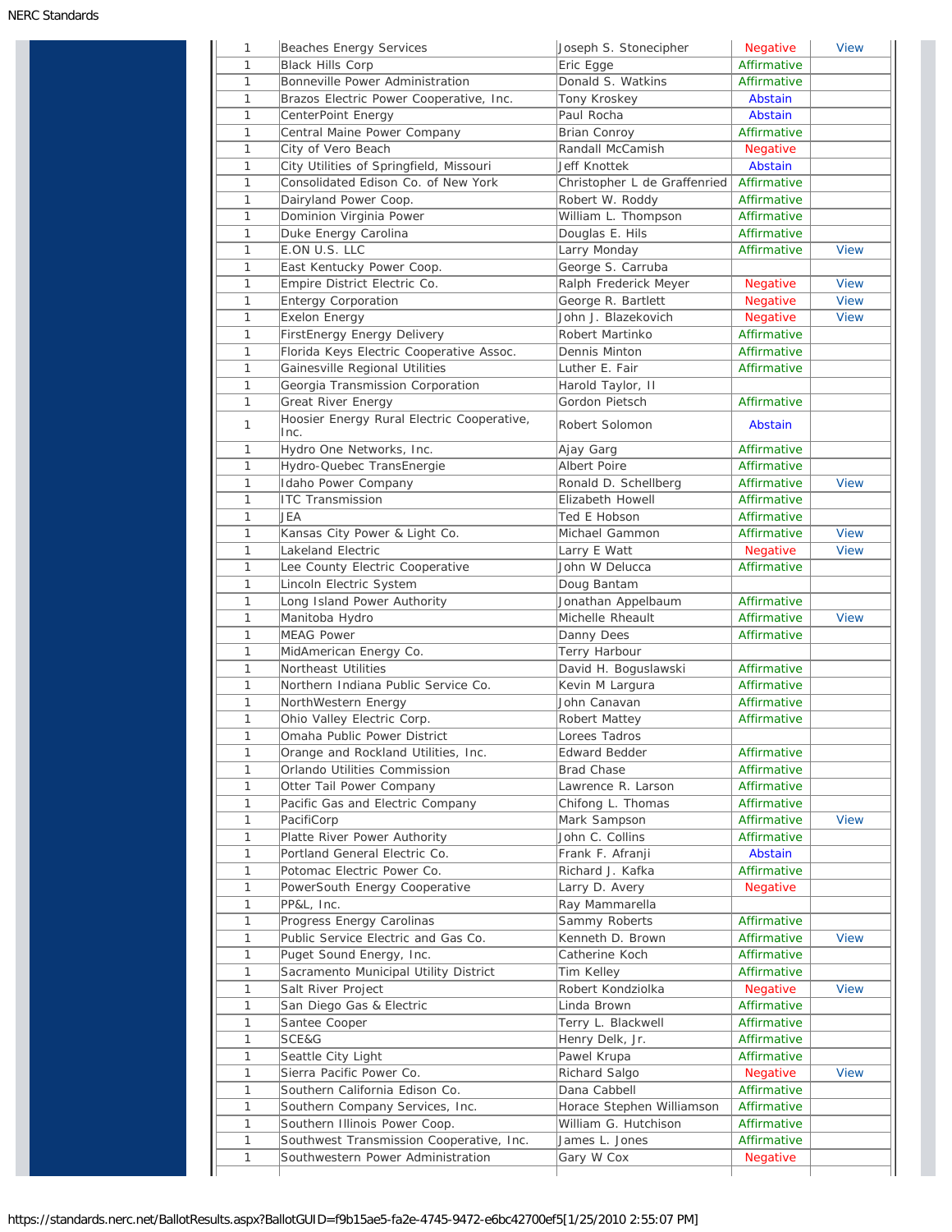| | | | | |
|---|---|---|---|---|
| 1 | Beaches Energy Services | Joseph S. Stonecipher | Negative | View |
| 1 | Black Hills Corp | Eric Egge | Affirmative | |
| 1 | Bonneville Power Administration | Donald S. Watkins | Affirmative | |
| 1 | Brazos Electric Power Cooperative, Inc. | Tony Kroskey | Abstain | |
| 1 | CenterPoint Energy | Paul Rocha | Abstain | |
| 1 | Central Maine Power Company | Brian Conroy | Affirmative | |
| 1 | City of Vero Beach | Randall McCamish | Negative | |
| 1 | City Utilities of Springfield, Missouri | Jeff Knottek | Abstain | |
| 1 | Consolidated Edison Co. of New York | Christopher L de Graffenried | Affirmative | |
| 1 | Dairyland Power Coop. | Robert W. Roddy | Affirmative | |
| 1 | Dominion Virginia Power | William L. Thompson | Affirmative | |
| 1 | Duke Energy Carolina | Douglas E. Hils | Affirmative | |
| 1 | E.ON U.S. LLC | Larry Monday | Affirmative | View |
| 1 | East Kentucky Power Coop. | George S. Carruba | | |
| 1 | Empire District Electric Co. | Ralph Frederick Meyer | Negative | View |
| 1 | Entergy Corporation | George R. Bartlett | Negative | View |
| 1 | Exelon Energy | John J. Blazekovich | Negative | View |
| 1 | FirstEnergy Energy Delivery | Robert Martinko | Affirmative | |
| 1 | Florida Keys Electric Cooperative Assoc. | Dennis Minton | Affirmative | |
| 1 | Gainesville Regional Utilities | Luther E. Fair | Affirmative | |
| 1 | Georgia Transmission Corporation | Harold Taylor, II | | |
| 1 | Great River Energy | Gordon Pietsch | Affirmative | |
| 1 | Hoosier Energy Rural Electric Cooperative, Inc. | Robert Solomon | Abstain | |
| 1 | Hydro One Networks, Inc. | Ajay Garg | Affirmative | |
| 1 | Hydro-Quebec TransEnergie | Albert Poire | Affirmative | |
| 1 | Idaho Power Company | Ronald D. Schellberg | Affirmative | View |
| 1 | ITC Transmission | Elizabeth Howell | Affirmative | |
| 1 | JEA | Ted E Hobson | Affirmative | |
| 1 | Kansas City Power & Light Co. | Michael Gammon | Affirmative | View |
| 1 | Lakeland Electric | Larry E Watt | Negative | View |
| 1 | Lee County Electric Cooperative | John W Delucca | Affirmative | |
| 1 | Lincoln Electric System | Doug Bantam | | |
| 1 | Long Island Power Authority | Jonathan Appelbaum | Affirmative | |
| 1 | Manitoba Hydro | Michelle Rheault | Affirmative | View |
| 1 | MEAG Power | Danny Dees | Affirmative | |
| 1 | MidAmerican Energy Co. | Terry Harbour | | |
| 1 | Northeast Utilities | David H. Boguslawski | Affirmative | |
| 1 | Northern Indiana Public Service Co. | Kevin M Largura | Affirmative | |
| 1 | NorthWestern Energy | John Canavan | Affirmative | |
| 1 | Ohio Valley Electric Corp. | Robert Mattey | Affirmative | |
| 1 | Omaha Public Power District | Lorees Tadros | | |
| 1 | Orange and Rockland Utilities, Inc. | Edward Bedder | Affirmative | |
| 1 | Orlando Utilities Commission | Brad Chase | Affirmative | |
| 1 | Otter Tail Power Company | Lawrence R. Larson | Affirmative | |
| 1 | Pacific Gas and Electric Company | Chifong L. Thomas | Affirmative | |
| 1 | PacifiCorp | Mark Sampson | Affirmative | View |
| 1 | Platte River Power Authority | John C. Collins | Affirmative | |
| 1 | Portland General Electric Co. | Frank F. Afranji | Abstain | |
| 1 | Potomac Electric Power Co. | Richard J. Kafka | Affirmative | |
| 1 | PowerSouth Energy Cooperative | Larry D. Avery | Negative | |
| 1 | PP&L, Inc. | Ray Mammarella | | |
| 1 | Progress Energy Carolinas | Sammy Roberts | Affirmative | |
| 1 | Public Service Electric and Gas Co. | Kenneth D. Brown | Affirmative | View |
| 1 | Puget Sound Energy, Inc. | Catherine Koch | Affirmative | |
| 1 | Sacramento Municipal Utility District | Tim Kelley | Affirmative | |
| 1 | Salt River Project | Robert Kondziolka | Negative | View |
| 1 | San Diego Gas & Electric | Linda Brown | Affirmative | |
| 1 | Santee Cooper | Terry L. Blackwell | Affirmative | |
| 1 | SCE&G | Henry Delk, Jr. | Affirmative | |
| 1 | Seattle City Light | Pawel Krupa | Affirmative | |
| 1 | Sierra Pacific Power Co. | Richard Salgo | Negative | View |
| 1 | Southern California Edison Co. | Dana Cabbell | Affirmative | |
| 1 | Southern Company Services, Inc. | Horace Stephen Williamson | Affirmative | |
| 1 | Southern Illinois Power Coop. | William G. Hutchison | Affirmative | |
| 1 | Southwest Transmission Cooperative, Inc. | James L. Jones | Affirmative | |
| 1 | Southwestern Power Administration | Gary W Cox | Negative | |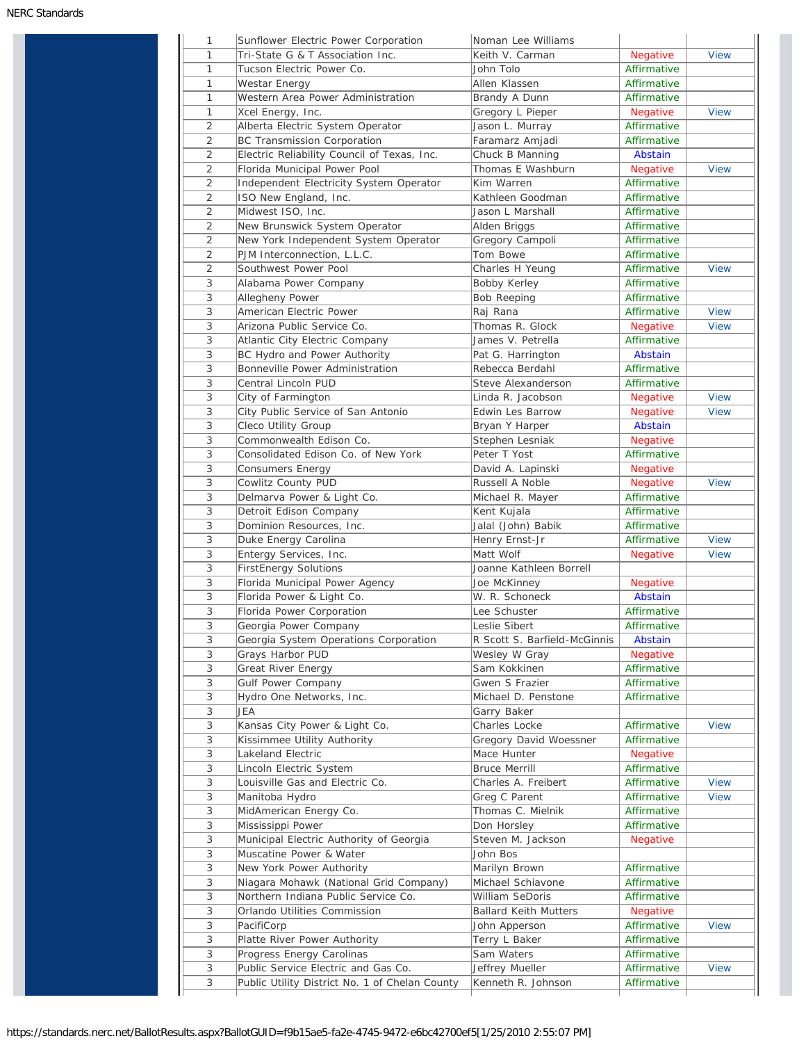| | | | | |
|---|---|---|---|---|
| 1 | Sunflower Electric Power Corporation | Noman Lee Williams | | |
| 1 | Tri-State G & T Association Inc. | Keith V. Carman | Negative | View |
| 1 | Tucson Electric Power Co. | John Tolo | Affirmative | |
| 1 | Westar Energy | Allen Klassen | Affirmative | |
| 1 | Western Area Power Administration | Brandy A Dunn | Affirmative | |
| 1 | Xcel Energy, Inc. | Gregory L Pieper | Negative | View |
| 2 | Alberta Electric System Operator | Jason L. Murray | Affirmative | |
| 2 | BC Transmission Corporation | Faramarz Amjadi | Affirmative | |
| 2 | Electric Reliability Council of Texas, Inc. | Chuck B Manning | Abstain | |
| 2 | Florida Municipal Power Pool | Thomas E Washburn | Negative | View |
| 2 | Independent Electricity System Operator | Kim Warren | Affirmative | |
| 2 | ISO New England, Inc. | Kathleen Goodman | Affirmative | |
| 2 | Midwest ISO, Inc. | Jason L Marshall | Affirmative | |
| 2 | New Brunswick System Operator | Alden Briggs | Affirmative | |
| 2 | New York Independent System Operator | Gregory Campoli | Affirmative | |
| 2 | PJM Interconnection, L.L.C. | Tom Bowe | Affirmative | |
| 2 | Southwest Power Pool | Charles H Yeung | Affirmative | View |
| 3 | Alabama Power Company | Bobby Kerley | Affirmative | |
| 3 | Allegheny Power | Bob Reeping | Affirmative | |
| 3 | American Electric Power | Raj Rana | Affirmative | View |
| 3 | Arizona Public Service Co. | Thomas R. Glock | Negative | View |
| 3 | Atlantic City Electric Company | James V. Petrella | Affirmative | |
| 3 | BC Hydro and Power Authority | Pat G. Harrington | Abstain | |
| 3 | Bonneville Power Administration | Rebecca Berdahl | Affirmative | |
| 3 | Central Lincoln PUD | Steve Alexanderson | Affirmative | |
| 3 | City of Farmington | Linda R. Jacobson | Negative | View |
| 3 | City Public Service of San Antonio | Edwin Les Barrow | Negative | View |
| 3 | Cleco Utility Group | Bryan Y Harper | Abstain | |
| 3 | Commonwealth Edison Co. | Stephen Lesniak | Negative | |
| 3 | Consolidated Edison Co. of New York | Peter T Yost | Affirmative | |
| 3 | Consumers Energy | David A. Lapinski | Negative | |
| 3 | Cowlitz County PUD | Russell A Noble | Negative | View |
| 3 | Delmarva Power & Light Co. | Michael R. Mayer | Affirmative | |
| 3 | Detroit Edison Company | Kent Kujala | Affirmative | |
| 3 | Dominion Resources, Inc. | Jalal (John) Babik | Affirmative | |
| 3 | Duke Energy Carolina | Henry Ernst-Jr | Affirmative | View |
| 3 | Entergy Services, Inc. | Matt Wolf | Negative | View |
| 3 | FirstEnergy Solutions | Joanne Kathleen Borrell | | |
| 3 | Florida Municipal Power Agency | Joe McKinney | Negative | |
| 3 | Florida Power & Light Co. | W. R. Schoneck | Abstain | |
| 3 | Florida Power Corporation | Lee Schuster | Affirmative | |
| 3 | Georgia Power Company | Leslie Sibert | Affirmative | |
| 3 | Georgia System Operations Corporation | R Scott S. Barfield-McGinnis | Abstain | |
| 3 | Grays Harbor PUD | Wesley W Gray | Negative | |
| 3 | Great River Energy | Sam Kokkinen | Affirmative | |
| 3 | Gulf Power Company | Gwen S Frazier | Affirmative | |
| 3 | Hydro One Networks, Inc. | Michael D. Penstone | Affirmative | |
| 3 | JEA | Garry Baker | | |
| 3 | Kansas City Power & Light Co. | Charles Locke | Affirmative | View |
| 3 | Kissimmee Utility Authority | Gregory David Woessner | Affirmative | |
| 3 | Lakeland Electric | Mace Hunter | Negative | |
| 3 | Lincoln Electric System | Bruce Merrill | Affirmative | |
| 3 | Louisville Gas and Electric Co. | Charles A. Freibert | Affirmative | View |
| 3 | Manitoba Hydro | Greg C Parent | Affirmative | View |
| 3 | MidAmerican Energy Co. | Thomas C. Mielnik | Affirmative | |
| 3 | Mississippi Power | Don Horsley | Affirmative | |
| 3 | Municipal Electric Authority of Georgia | Steven M. Jackson | Negative | |
| 3 | Muscatine Power & Water | John Bos | | |
| 3 | New York Power Authority | Marilyn Brown | Affirmative | |
| 3 | Niagara Mohawk (National Grid Company) | Michael Schiavone | Affirmative | |
| 3 | Northern Indiana Public Service Co. | William SeDoris | Affirmative | |
| 3 | Orlando Utilities Commission | Ballard Keith Mutters | Negative | |
| 3 | PacifiCorp | John Apperson | Affirmative | View |
| 3 | Platte River Power Authority | Terry L Baker | Affirmative | |
| 3 | Progress Energy Carolinas | Sam Waters | Affirmative | |
| 3 | Public Service Electric and Gas Co. | Jeffrey Mueller | Affirmative | View |
| 3 | Public Utility District No. 1 of Chelan County | Kenneth R. Johnson | Affirmative | |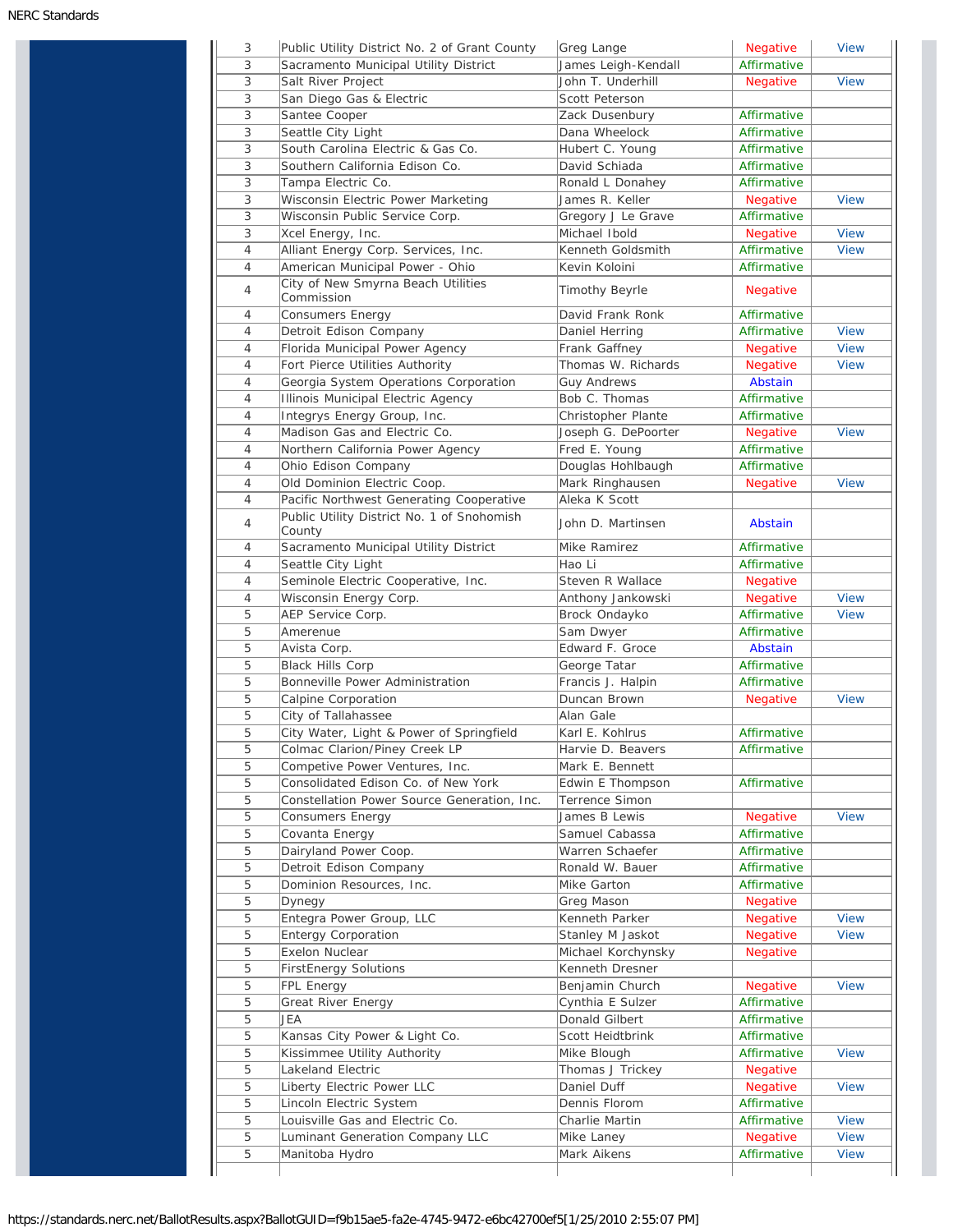| | | | | |
|---|---|---|---|---|
| 3 | Public Utility District No. 2 of Grant County | Greg Lange | Negative | View |
| 3 | Sacramento Municipal Utility District | James Leigh-Kendall | Affirmative | |
| 3 | Salt River Project | John T. Underhill | Negative | View |
| 3 | San Diego Gas & Electric | Scott Peterson | | |
| 3 | Santee Cooper | Zack Dusenbury | Affirmative | |
| 3 | Seattle City Light | Dana Wheelock | Affirmative | |
| 3 | South Carolina Electric & Gas Co. | Hubert C. Young | Affirmative | |
| 3 | Southern California Edison Co. | David Schiada | Affirmative | |
| 3 | Tampa Electric Co. | Ronald L Donahey | Affirmative | |
| 3 | Wisconsin Electric Power Marketing | James R. Keller | Negative | View |
| 3 | Wisconsin Public Service Corp. | Gregory J Le Grave | Affirmative | |
| 3 | Xcel Energy, Inc. | Michael Ibold | Negative | View |
| 4 | Alliant Energy Corp. Services, Inc. | Kenneth Goldsmith | Affirmative | View |
| 4 | American Municipal Power - Ohio | Kevin Koloini | Affirmative | |
| 4 | City of New Smyrna Beach Utilities Commission | Timothy Beyrle | Negative | |
| 4 | Consumers Energy | David Frank Ronk | Affirmative | |
| 4 | Detroit Edison Company | Daniel Herring | Affirmative | View |
| 4 | Florida Municipal Power Agency | Frank Gaffney | Negative | View |
| 4 | Fort Pierce Utilities Authority | Thomas W. Richards | Negative | View |
| 4 | Georgia System Operations Corporation | Guy Andrews | Abstain | |
| 4 | Illinois Municipal Electric Agency | Bob C. Thomas | Affirmative | |
| 4 | Integrys Energy Group, Inc. | Christopher Plante | Affirmative | |
| 4 | Madison Gas and Electric Co. | Joseph G. DePoorter | Negative | View |
| 4 | Northern California Power Agency | Fred E. Young | Affirmative | |
| 4 | Ohio Edison Company | Douglas Hohlbaugh | Affirmative | |
| 4 | Old Dominion Electric Coop. | Mark Ringhausen | Negative | View |
| 4 | Pacific Northwest Generating Cooperative | Aleka K Scott | | |
| 4 | Public Utility District No. 1 of Snohomish County | John D. Martinsen | Abstain | |
| 4 | Sacramento Municipal Utility District | Mike Ramirez | Affirmative | |
| 4 | Seattle City Light | Hao Li | Affirmative | |
| 4 | Seminole Electric Cooperative, Inc. | Steven R Wallace | Negative | |
| 4 | Wisconsin Energy Corp. | Anthony Jankowski | Negative | View |
| 5 | AEP Service Corp. | Brock Ondayko | Affirmative | View |
| 5 | Amerenue | Sam Dwyer | Affirmative | |
| 5 | Avista Corp. | Edward F. Groce | Abstain | |
| 5 | Black Hills Corp | George Tatar | Affirmative | |
| 5 | Bonneville Power Administration | Francis J. Halpin | Affirmative | |
| 5 | Calpine Corporation | Duncan Brown | Negative | View |
| 5 | City of Tallahassee | Alan Gale | | |
| 5 | City Water, Light & Power of Springfield | Karl E. Kohlrus | Affirmative | |
| 5 | Colmac Clarion/Piney Creek LP | Harvie D. Beavers | Affirmative | |
| 5 | Competive Power Ventures, Inc. | Mark E. Bennett | | |
| 5 | Consolidated Edison Co. of New York | Edwin E Thompson | Affirmative | |
| 5 | Constellation Power Source Generation, Inc. | Terrence Simon | | |
| 5 | Consumers Energy | James B Lewis | Negative | View |
| 5 | Covanta Energy | Samuel Cabassa | Affirmative | |
| 5 | Dairyland Power Coop. | Warren Schaefer | Affirmative | |
| 5 | Detroit Edison Company | Ronald W. Bauer | Affirmative | |
| 5 | Dominion Resources, Inc. | Mike Garton | Affirmative | |
| 5 | Dynegy | Greg Mason | Negative | |
| 5 | Entegra Power Group, LLC | Kenneth Parker | Negative | View |
| 5 | Entergy Corporation | Stanley M Jaskot | Negative | View |
| 5 | Exelon Nuclear | Michael Korchynsky | Negative | |
| 5 | FirstEnergy Solutions | Kenneth Dresner | | |
| 5 | FPL Energy | Benjamin Church | Negative | View |
| 5 | Great River Energy | Cynthia E Sulzer | Affirmative | |
| 5 | JEA | Donald Gilbert | Affirmative | |
| 5 | Kansas City Power & Light Co. | Scott Heidtbrink | Affirmative | |
| 5 | Kissimmee Utility Authority | Mike Blough | Affirmative | View |
| 5 | Lakeland Electric | Thomas J Trickey | Negative | |
| 5 | Liberty Electric Power LLC | Daniel Duff | Negative | View |
| 5 | Lincoln Electric System | Dennis Florom | Affirmative | |
| 5 | Louisville Gas and Electric Co. | Charlie Martin | Affirmative | View |
| 5 | Luminant Generation Company LLC | Mike Laney | Negative | View |
| 5 | Manitoba Hydro | Mark Aikens | Affirmative | View |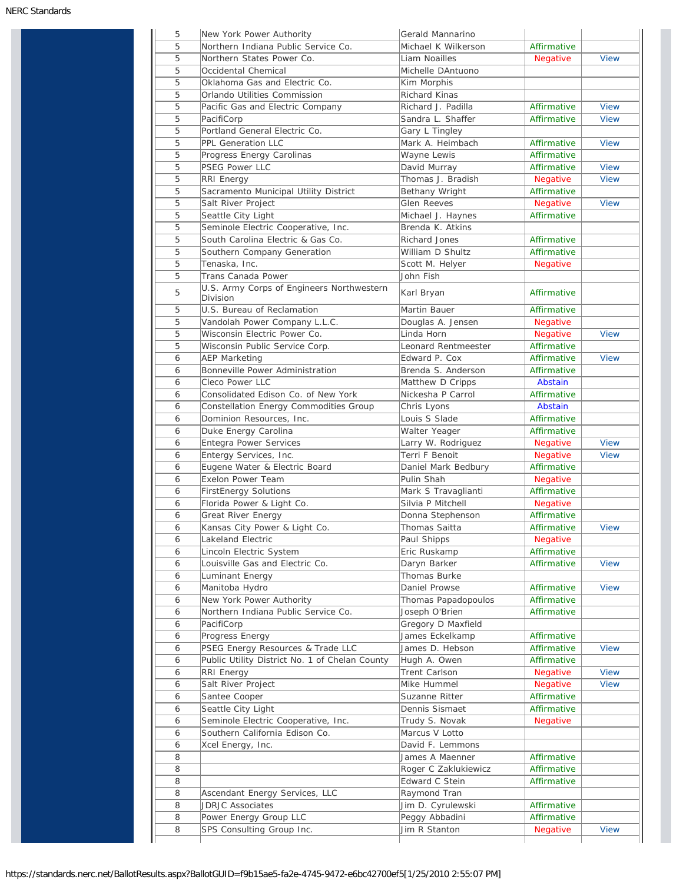| | | | | |
|---|---|---|---|---|
| 5 | New York Power Authority | Gerald Mannarino | | |
| 5 | Northern Indiana Public Service Co. | Michael K Wilkerson | Affirmative | |
| 5 | Northern States Power Co. | Liam Noailles | Negative | View |
| 5 | Occidental Chemical | Michelle DAntuono | | |
| 5 | Oklahoma Gas and Electric Co. | Kim Morphis | | |
| 5 | Orlando Utilities Commission | Richard Kinas | | |
| 5 | Pacific Gas and Electric Company | Richard J. Padilla | Affirmative | View |
| 5 | PacifiCorp | Sandra L. Shaffer | Affirmative | View |
| 5 | Portland General Electric Co. | Gary L Tingley | | |
| 5 | PPL Generation LLC | Mark A. Heimbach | Affirmative | View |
| 5 | Progress Energy Carolinas | Wayne Lewis | Affirmative | |
| 5 | PSEG Power LLC | David Murray | Affirmative | View |
| 5 | RRI Energy | Thomas J. Bradish | Negative | View |
| 5 | Sacramento Municipal Utility District | Bethany Wright | Affirmative | |
| 5 | Salt River Project | Glen Reeves | Negative | View |
| 5 | Seattle City Light | Michael J. Haynes | Affirmative | |
| 5 | Seminole Electric Cooperative, Inc. | Brenda K. Atkins | | |
| 5 | South Carolina Electric & Gas Co. | Richard Jones | Affirmative | |
| 5 | Southern Company Generation | William D Shultz | Affirmative | |
| 5 | Tenaska, Inc. | Scott M. Helyer | Negative | |
| 5 | Trans Canada Power | John Fish | | |
| 5 | U.S. Army Corps of Engineers Northwestern Division | Karl Bryan | Affirmative | |
| 5 | U.S. Bureau of Reclamation | Martin Bauer | Affirmative | |
| 5 | Vandolah Power Company L.L.C. | Douglas A. Jensen | Negative | |
| 5 | Wisconsin Electric Power Co. | Linda Horn | Negative | View |
| 5 | Wisconsin Public Service Corp. | Leonard Rentmeester | Affirmative | |
| 6 | AEP Marketing | Edward P. Cox | Affirmative | View |
| 6 | Bonneville Power Administration | Brenda S. Anderson | Affirmative | |
| 6 | Cleco Power LLC | Matthew D Cripps | Abstain | |
| 6 | Consolidated Edison Co. of New York | Nickesha P Carrol | Affirmative | |
| 6 | Constellation Energy Commodities Group | Chris Lyons | Abstain | |
| 6 | Dominion Resources, Inc. | Louis S Slade | Affirmative | |
| 6 | Duke Energy Carolina | Walter Yeager | Affirmative | |
| 6 | Entegra Power Services | Larry W. Rodriguez | Negative | View |
| 6 | Entergy Services, Inc. | Terri F Benoit | Negative | View |
| 6 | Eugene Water & Electric Board | Daniel Mark Bedbury | Affirmative | |
| 6 | Exelon Power Team | Pulin Shah | Negative | |
| 6 | FirstEnergy Solutions | Mark S Travaglianti | Affirmative | |
| 6 | Florida Power & Light Co. | Silvia P Mitchell | Negative | |
| 6 | Great River Energy | Donna Stephenson | Affirmative | |
| 6 | Kansas City Power & Light Co. | Thomas Saitta | Affirmative | View |
| 6 | Lakeland Electric | Paul Shipps | Negative | |
| 6 | Lincoln Electric System | Eric Ruskamp | Affirmative | |
| 6 | Louisville Gas and Electric Co. | Daryn Barker | Affirmative | View |
| 6 | Luminant Energy | Thomas Burke | | |
| 6 | Manitoba Hydro | Daniel Prowse | Affirmative | View |
| 6 | New York Power Authority | Thomas Papadopoulos | Affirmative | |
| 6 | Northern Indiana Public Service Co. | Joseph O'Brien | Affirmative | |
| 6 | PacifiCorp | Gregory D Maxfield | | |
| 6 | Progress Energy | James Eckelkamp | Affirmative | |
| 6 | PSEG Energy Resources & Trade LLC | James D. Hebson | Affirmative | View |
| 6 | Public Utility District No. 1 of Chelan County | Hugh A. Owen | Affirmative | |
| 6 | RRI Energy | Trent Carlson | Negative | View |
| 6 | Salt River Project | Mike Hummel | Negative | View |
| 6 | Santee Cooper | Suzanne Ritter | Affirmative | |
| 6 | Seattle City Light | Dennis Sismaet | Affirmative | |
| 6 | Seminole Electric Cooperative, Inc. | Trudy S. Novak | Negative | |
| 6 | Southern California Edison Co. | Marcus V Lotto | | |
| 6 | Xcel Energy, Inc. | David F. Lemmons | | |
| 8 | | James A Maenner | Affirmative | |
| 8 | | Roger C Zaklukiewicz | Affirmative | |
| 8 | | Edward C Stein | Affirmative | |
| 8 | Ascendant Energy Services, LLC | Raymond Tran | | |
| 8 | JDRJC Associates | Jim D. Cyrulewski | Affirmative | |
| 8 | Power Energy Group LLC | Peggy Abbadini | Affirmative | |
| 8 | SPS Consulting Group Inc. | Jim R Stanton | Negative | View |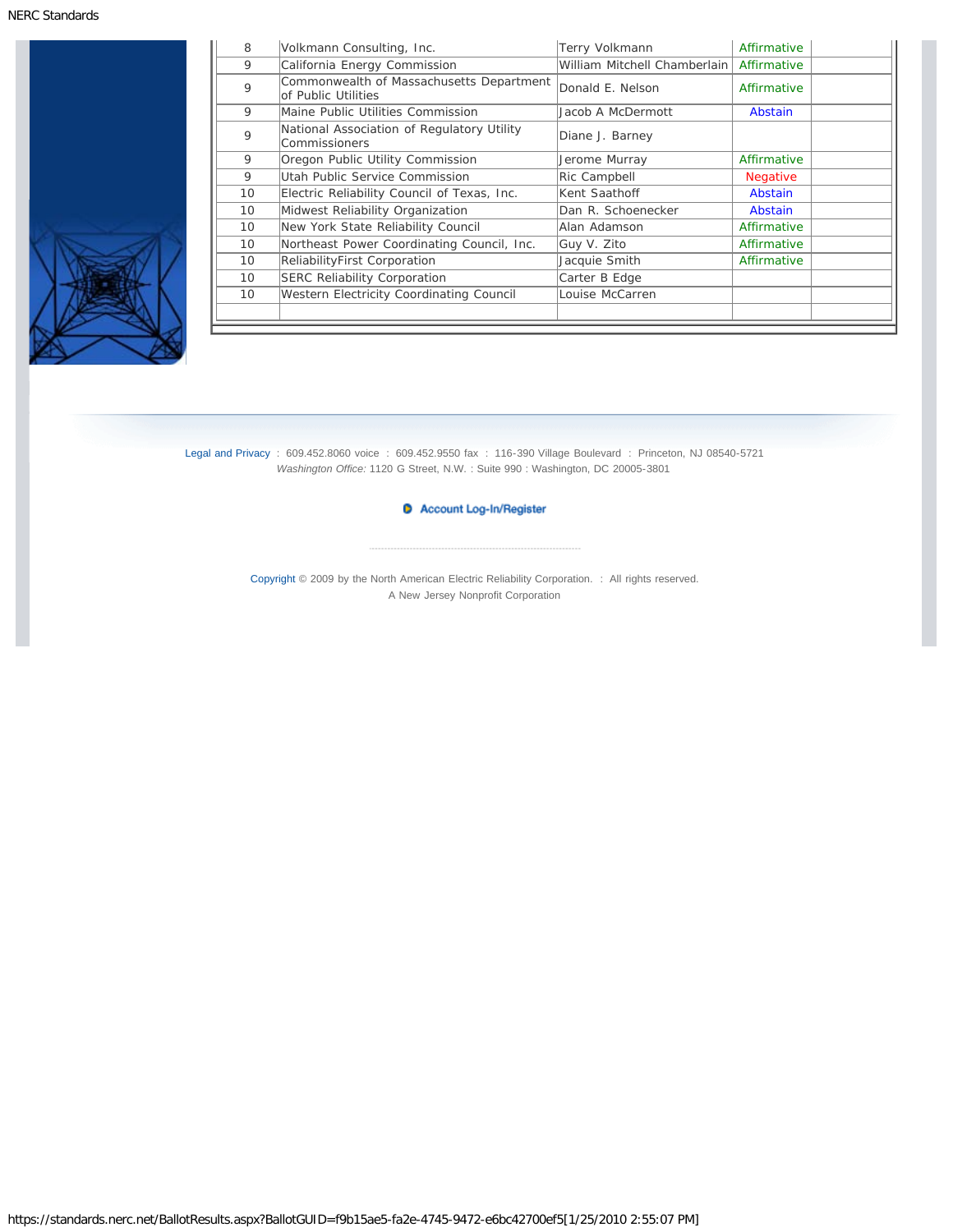| | | | | |
|---|---|---|---|---|
| 8 | Volkmann Consulting, Inc. | Terry Volkmann | Affirmative | |
| 9 | California Energy Commission | William Mitchell Chamberlain | Affirmative | |
| 9 | Commonwealth of Massachusetts Department of Public Utilities | Donald E. Nelson | Affirmative | |
| 9 | Maine Public Utilities Commission | Jacob A McDermott | Abstain | |
| 9 | National Association of Regulatory Utility Commissioners | Diane J. Barney | | |
| 9 | Oregon Public Utility Commission | Jerome Murray | Affirmative | |
| 9 | Utah Public Service Commission | Ric Campbell | Negative | |
| 10 | Electric Reliability Council of Texas, Inc. | Kent Saathoff | Abstain | |
| 10 | Midwest Reliability Organization | Dan R. Schoenecker | Abstain | |
| 10 | New York State Reliability Council | Alan Adamson | Affirmative | |
| 10 | Northeast Power Coordinating Council, Inc. | Guy V. Zito | Affirmative | |
| 10 | ReliabilityFirst Corporation | Jacquie Smith | Affirmative | |
| 10 | SERC Reliability Corporation | Carter B Edge | | |
| 10 | Western Electricity Coordinating Council | Louise McCarren | | |
| | | | | |

Legal and Privacy : 609.452.8060 voice : 609.452.9550 fax : 116-390 Village Boulevard : Princeton, NJ 08540-5721
*Washington Office:* 1120 G Street, N.W. : Suite 990 : Washington, DC 20005-3801

Account Log-In/Register

Copyright © 2009 by the North American Electric Reliability Corporation. : All rights reserved.
A New Jersey Nonprofit Corporation